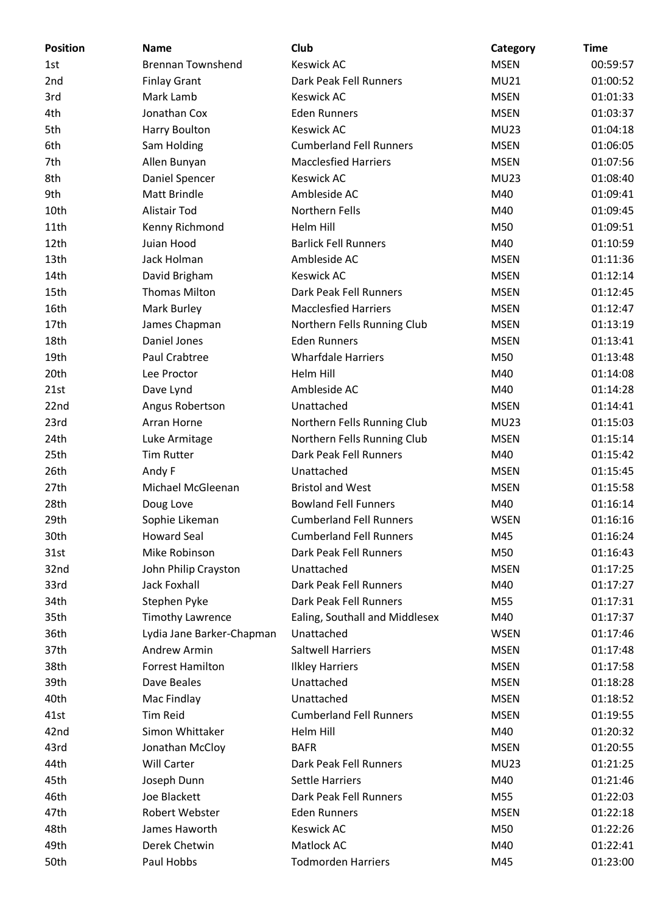| Position | Name | Club | Category | Time |
|---|---|---|---|---|
| 1st | Brennan Townshend | Keswick AC | MSEN | 00:59:57 |
| 2nd | Finlay Grant | Dark Peak Fell Runners | MU21 | 01:00:52 |
| 3rd | Mark Lamb | Keswick AC | MSEN | 01:01:33 |
| 4th | Jonathan Cox | Eden Runners | MSEN | 01:03:37 |
| 5th | Harry Boulton | Keswick AC | MU23 | 01:04:18 |
| 6th | Sam Holding | Cumberland Fell Runners | MSEN | 01:06:05 |
| 7th | Allen Bunyan | Macclesfied Harriers | MSEN | 01:07:56 |
| 8th | Daniel Spencer | Keswick AC | MU23 | 01:08:40 |
| 9th | Matt Brindle | Ambleside AC | M40 | 01:09:41 |
| 10th | Alistair Tod | Northern Fells | M40 | 01:09:45 |
| 11th | Kenny Richmond | Helm Hill | M50 | 01:09:51 |
| 12th | Juian Hood | Barlick Fell Runners | M40 | 01:10:59 |
| 13th | Jack Holman | Ambleside AC | MSEN | 01:11:36 |
| 14th | David Brigham | Keswick AC | MSEN | 01:12:14 |
| 15th | Thomas Milton | Dark Peak Fell Runners | MSEN | 01:12:45 |
| 16th | Mark Burley | Macclesfied Harriers | MSEN | 01:12:47 |
| 17th | James Chapman | Northern Fells Running Club | MSEN | 01:13:19 |
| 18th | Daniel Jones | Eden Runners | MSEN | 01:13:41 |
| 19th | Paul Crabtree | Wharfdale Harriers | M50 | 01:13:48 |
| 20th | Lee Proctor | Helm Hill | M40 | 01:14:08 |
| 21st | Dave Lynd | Ambleside AC | M40 | 01:14:28 |
| 22nd | Angus Robertson | Unattached | MSEN | 01:14:41 |
| 23rd | Arran Horne | Northern Fells Running Club | MU23 | 01:15:03 |
| 24th | Luke Armitage | Northern Fells Running Club | MSEN | 01:15:14 |
| 25th | Tim Rutter | Dark Peak Fell Runners | M40 | 01:15:42 |
| 26th | Andy F | Unattached | MSEN | 01:15:45 |
| 27th | Michael McGleenan | Bristol and West | MSEN | 01:15:58 |
| 28th | Doug Love | Bowland Fell Funners | M40 | 01:16:14 |
| 29th | Sophie Likeman | Cumberland Fell Runners | WSEN | 01:16:16 |
| 30th | Howard Seal | Cumberland Fell Runners | M45 | 01:16:24 |
| 31st | Mike Robinson | Dark Peak Fell Runners | M50 | 01:16:43 |
| 32nd | John Philip Crayston | Unattached | MSEN | 01:17:25 |
| 33rd | Jack Foxhall | Dark Peak Fell Runners | M40 | 01:17:27 |
| 34th | Stephen Pyke | Dark Peak Fell Runners | M55 | 01:17:31 |
| 35th | Timothy Lawrence | Ealing, Southall and Middlesex | M40 | 01:17:37 |
| 36th | Lydia Jane Barker-Chapman | Unattached | WSEN | 01:17:46 |
| 37th | Andrew Armin | Saltwell Harriers | MSEN | 01:17:48 |
| 38th | Forrest Hamilton | Ilkley Harriers | MSEN | 01:17:58 |
| 39th | Dave Beales | Unattached | MSEN | 01:18:28 |
| 40th | Mac Findlay | Unattached | MSEN | 01:18:52 |
| 41st | Tim Reid | Cumberland Fell Runners | MSEN | 01:19:55 |
| 42nd | Simon Whittaker | Helm Hill | M40 | 01:20:32 |
| 43rd | Jonathan McCloy | BAFR | MSEN | 01:20:55 |
| 44th | Will Carter | Dark Peak Fell Runners | MU23 | 01:21:25 |
| 45th | Joseph Dunn | Settle Harriers | M40 | 01:21:46 |
| 46th | Joe Blackett | Dark Peak Fell Runners | M55 | 01:22:03 |
| 47th | Robert Webster | Eden Runners | MSEN | 01:22:18 |
| 48th | James Haworth | Keswick AC | M50 | 01:22:26 |
| 49th | Derek Chetwin | Matlock AC | M40 | 01:22:41 |
| 50th | Paul Hobbs | Todmorden Harriers | M45 | 01:23:00 |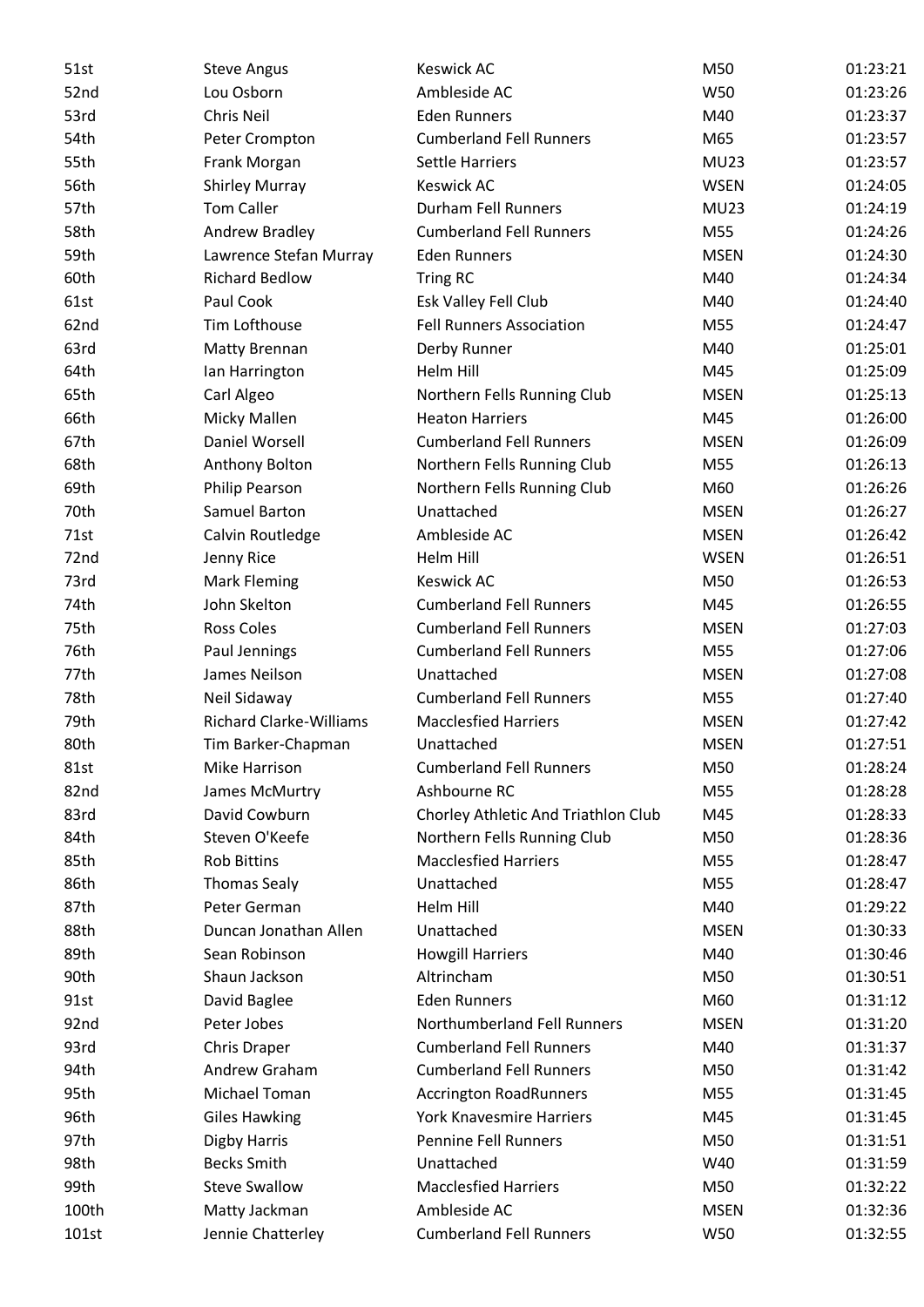| 51st | Steve Angus | Keswick AC | M50 | 01:23:21 |
|---|---|---|---|---|
| 52nd | Lou Osborn | Ambleside AC | W50 | 01:23:26 |
| 53rd | Chris Neil | Eden Runners | M40 | 01:23:37 |
| 54th | Peter Crompton | Cumberland Fell Runners | M65 | 01:23:57 |
| 55th | Frank Morgan | Settle Harriers | MU23 | 01:23:57 |
| 56th | Shirley Murray | Keswick AC | WSEN | 01:24:05 |
| 57th | Tom Caller | Durham Fell Runners | MU23 | 01:24:19 |
| 58th | Andrew Bradley | Cumberland Fell Runners | M55 | 01:24:26 |
| 59th | Lawrence Stefan Murray | Eden Runners | MSEN | 01:24:30 |
| 60th | Richard Bedlow | Tring RC | M40 | 01:24:34 |
| 61st | Paul Cook | Esk Valley Fell Club | M40 | 01:24:40 |
| 62nd | Tim Lofthouse | Fell Runners Association | M55 | 01:24:47 |
| 63rd | Matty Brennan | Derby Runner | M40 | 01:25:01 |
| 64th | Ian Harrington | Helm Hill | M45 | 01:25:09 |
| 65th | Carl Algeo | Northern Fells Running Club | MSEN | 01:25:13 |
| 66th | Micky Mallen | Heaton Harriers | M45 | 01:26:00 |
| 67th | Daniel Worsell | Cumberland Fell Runners | MSEN | 01:26:09 |
| 68th | Anthony Bolton | Northern Fells Running Club | M55 | 01:26:13 |
| 69th | Philip Pearson | Northern Fells Running Club | M60 | 01:26:26 |
| 70th | Samuel Barton | Unattached | MSEN | 01:26:27 |
| 71st | Calvin Routledge | Ambleside AC | MSEN | 01:26:42 |
| 72nd | Jenny Rice | Helm Hill | WSEN | 01:26:51 |
| 73rd | Mark Fleming | Keswick AC | M50 | 01:26:53 |
| 74th | John Skelton | Cumberland Fell Runners | M45 | 01:26:55 |
| 75th | Ross Coles | Cumberland Fell Runners | MSEN | 01:27:03 |
| 76th | Paul Jennings | Cumberland Fell Runners | M55 | 01:27:06 |
| 77th | James Neilson | Unattached | MSEN | 01:27:08 |
| 78th | Neil Sidaway | Cumberland Fell Runners | M55 | 01:27:40 |
| 79th | Richard Clarke-Williams | Macclesfied Harriers | MSEN | 01:27:42 |
| 80th | Tim Barker-Chapman | Unattached | MSEN | 01:27:51 |
| 81st | Mike Harrison | Cumberland Fell Runners | M50 | 01:28:24 |
| 82nd | James McMurtry | Ashbourne RC | M55 | 01:28:28 |
| 83rd | David Cowburn | Chorley Athletic And Triathlon Club | M45 | 01:28:33 |
| 84th | Steven O'Keefe | Northern Fells Running Club | M50 | 01:28:36 |
| 85th | Rob Bittins | Macclesfied Harriers | M55 | 01:28:47 |
| 86th | Thomas Sealy | Unattached | M55 | 01:28:47 |
| 87th | Peter German | Helm Hill | M40 | 01:29:22 |
| 88th | Duncan Jonathan Allen | Unattached | MSEN | 01:30:33 |
| 89th | Sean Robinson | Howgill Harriers | M40 | 01:30:46 |
| 90th | Shaun Jackson | Altrincham | M50 | 01:30:51 |
| 91st | David Baglee | Eden Runners | M60 | 01:31:12 |
| 92nd | Peter Jobes | Northumberland Fell Runners | MSEN | 01:31:20 |
| 93rd | Chris Draper | Cumberland Fell Runners | M40 | 01:31:37 |
| 94th | Andrew Graham | Cumberland Fell Runners | M50 | 01:31:42 |
| 95th | Michael Toman | Accrington RoadRunners | M55 | 01:31:45 |
| 96th | Giles Hawking | York Knavesmire Harriers | M45 | 01:31:45 |
| 97th | Digby Harris | Pennine Fell Runners | M50 | 01:31:51 |
| 98th | Becks Smith | Unattached | W40 | 01:31:59 |
| 99th | Steve Swallow | Macclesfied Harriers | M50 | 01:32:22 |
| 100th | Matty Jackman | Ambleside AC | MSEN | 01:32:36 |
| 101st | Jennie Chatterley | Cumberland Fell Runners | W50 | 01:32:55 |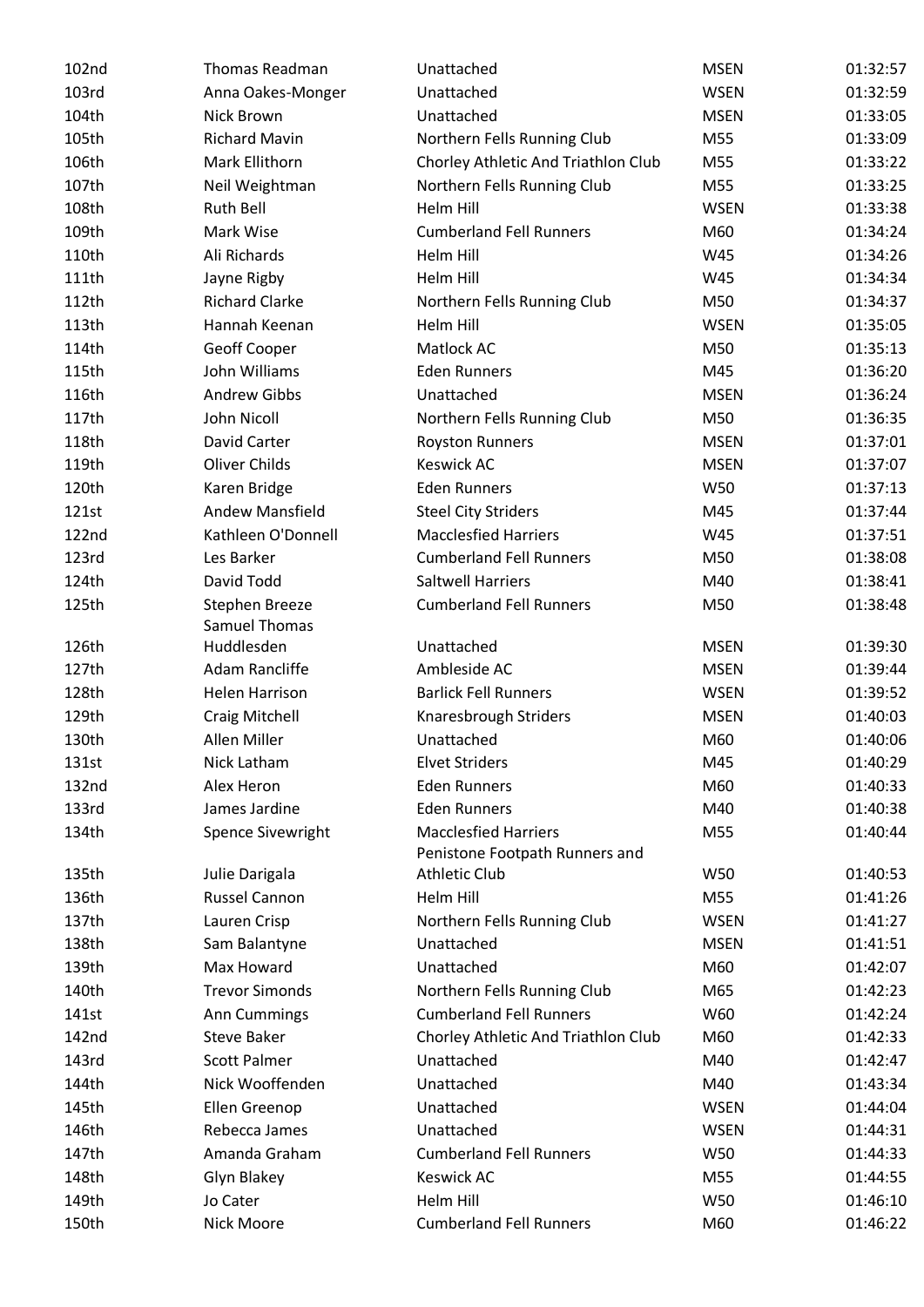| | | | | |
|---|---|---|---|---|
| 102nd | Thomas Readman | Unattached | MSEN | 01:32:57 |
| 103rd | Anna Oakes-Monger | Unattached | WSEN | 01:32:59 |
| 104th | Nick Brown | Unattached | MSEN | 01:33:05 |
| 105th | Richard Mavin | Northern Fells Running Club | M55 | 01:33:09 |
| 106th | Mark Ellithorn | Chorley Athletic And Triathlon Club | M55 | 01:33:22 |
| 107th | Neil Weightman | Northern Fells Running Club | M55 | 01:33:25 |
| 108th | Ruth Bell | Helm Hill | WSEN | 01:33:38 |
| 109th | Mark Wise | Cumberland Fell Runners | M60 | 01:34:24 |
| 110th | Ali Richards | Helm Hill | W45 | 01:34:26 |
| 111th | Jayne Rigby | Helm Hill | W45 | 01:34:34 |
| 112th | Richard Clarke | Northern Fells Running Club | M50 | 01:34:37 |
| 113th | Hannah Keenan | Helm Hill | WSEN | 01:35:05 |
| 114th | Geoff Cooper | Matlock AC | M50 | 01:35:13 |
| 115th | John Williams | Eden Runners | M45 | 01:36:20 |
| 116th | Andrew Gibbs | Unattached | MSEN | 01:36:24 |
| 117th | John Nicoll | Northern Fells Running Club | M50 | 01:36:35 |
| 118th | David Carter | Royston Runners | MSEN | 01:37:01 |
| 119th | Oliver Childs | Keswick AC | MSEN | 01:37:07 |
| 120th | Karen Bridge | Eden Runners | W50 | 01:37:13 |
| 121st | Andew Mansfield | Steel City Striders | M45 | 01:37:44 |
| 122nd | Kathleen O'Donnell | Macclesfied Harriers | W45 | 01:37:51 |
| 123rd | Les Barker | Cumberland Fell Runners | M50 | 01:38:08 |
| 124th | David Todd | Saltwell Harriers | M40 | 01:38:41 |
| 125th | Stephen Breeze | Cumberland Fell Runners | M50 | 01:38:48 |
| 126th | Samuel Thomas Huddlesden | Unattached | MSEN | 01:39:30 |
| 127th | Adam Rancliffe | Ambleside AC | MSEN | 01:39:44 |
| 128th | Helen Harrison | Barlick Fell Runners | WSEN | 01:39:52 |
| 129th | Craig Mitchell | Knaresbrough Striders | MSEN | 01:40:03 |
| 130th | Allen Miller | Unattached | M60 | 01:40:06 |
| 131st | Nick Latham | Elvet Striders | M45 | 01:40:29 |
| 132nd | Alex Heron | Eden Runners | M60 | 01:40:33 |
| 133rd | James Jardine | Eden Runners | M40 | 01:40:38 |
| 134th | Spence Sivewright | Macclesfied Harriers | M55 | 01:40:44 |
| 135th | Julie Darigala | Penistone Footpath Runners and Athletic Club | W50 | 01:40:53 |
| 136th | Russel Cannon | Helm Hill | M55 | 01:41:26 |
| 137th | Lauren Crisp | Northern Fells Running Club | WSEN | 01:41:27 |
| 138th | Sam Balantyne | Unattached | MSEN | 01:41:51 |
| 139th | Max Howard | Unattached | M60 | 01:42:07 |
| 140th | Trevor Simonds | Northern Fells Running Club | M65 | 01:42:23 |
| 141st | Ann Cummings | Cumberland Fell Runners | W60 | 01:42:24 |
| 142nd | Steve Baker | Chorley Athletic And Triathlon Club | M60 | 01:42:33 |
| 143rd | Scott Palmer | Unattached | M40 | 01:42:47 |
| 144th | Nick Wooffenden | Unattached | M40 | 01:43:34 |
| 145th | Ellen Greenop | Unattached | WSEN | 01:44:04 |
| 146th | Rebecca James | Unattached | WSEN | 01:44:31 |
| 147th | Amanda Graham | Cumberland Fell Runners | W50 | 01:44:33 |
| 148th | Glyn Blakey | Keswick AC | M55 | 01:44:55 |
| 149th | Jo Cater | Helm Hill | W50 | 01:46:10 |
| 150th | Nick Moore | Cumberland Fell Runners | M60 | 01:46:22 |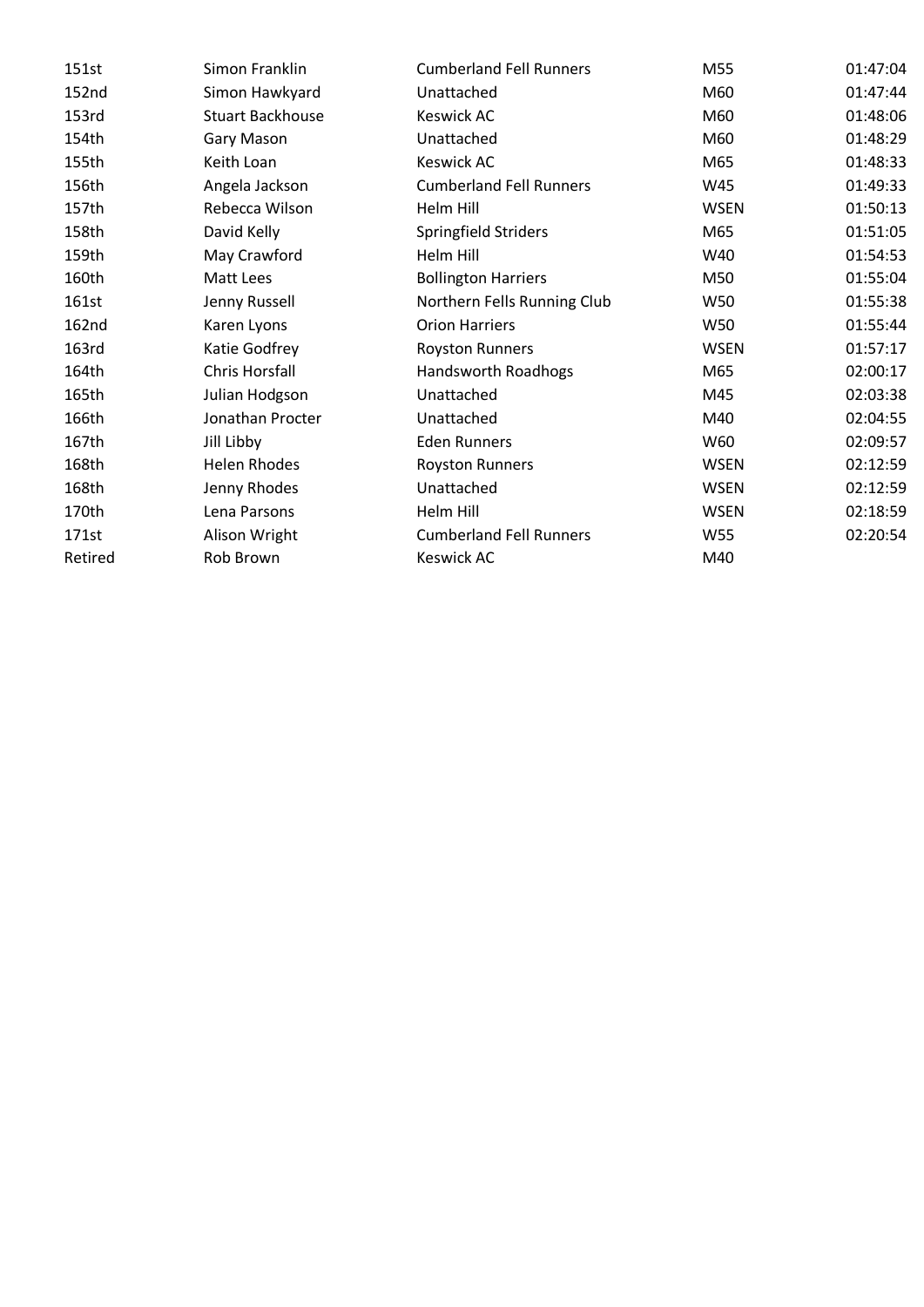| | | | | |
|---|---|---|---|---|
| 151st | Simon Franklin | Cumberland Fell Runners | M55 | 01:47:04 |
| 152nd | Simon Hawkyard | Unattached | M60 | 01:47:44 |
| 153rd | Stuart Backhouse | Keswick AC | M60 | 01:48:06 |
| 154th | Gary Mason | Unattached | M60 | 01:48:29 |
| 155th | Keith Loan | Keswick AC | M65 | 01:48:33 |
| 156th | Angela Jackson | Cumberland Fell Runners | W45 | 01:49:33 |
| 157th | Rebecca Wilson | Helm Hill | WSEN | 01:50:13 |
| 158th | David Kelly | Springfield Striders | M65 | 01:51:05 |
| 159th | May Crawford | Helm Hill | W40 | 01:54:53 |
| 160th | Matt Lees | Bollington Harriers | M50 | 01:55:04 |
| 161st | Jenny Russell | Northern Fells Running Club | W50 | 01:55:38 |
| 162nd | Karen Lyons | Orion Harriers | W50 | 01:55:44 |
| 163rd | Katie Godfrey | Royston Runners | WSEN | 01:57:17 |
| 164th | Chris Horsfall | Handsworth Roadhogs | M65 | 02:00:17 |
| 165th | Julian Hodgson | Unattached | M45 | 02:03:38 |
| 166th | Jonathan Procter | Unattached | M40 | 02:04:55 |
| 167th | Jill Libby | Eden Runners | W60 | 02:09:57 |
| 168th | Helen Rhodes | Royston Runners | WSEN | 02:12:59 |
| 168th | Jenny Rhodes | Unattached | WSEN | 02:12:59 |
| 170th | Lena Parsons | Helm Hill | WSEN | 02:18:59 |
| 171st | Alison Wright | Cumberland Fell Runners | W55 | 02:20:54 |
| Retired | Rob Brown | Keswick AC | M40 | |